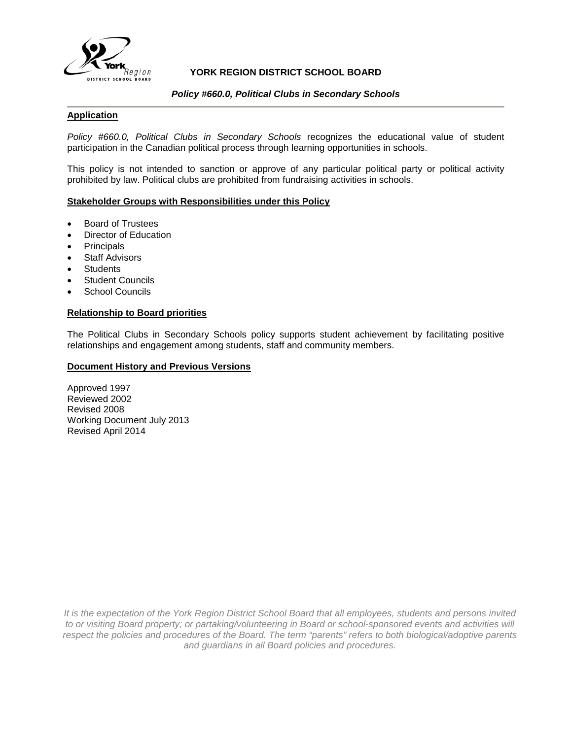# YORK REGION DISTRICT SCHOOL BOARD

***Policy #660.0, Political Clubs in Secondary Schools***

## Application

*Policy #660.0, Political Clubs in Secondary Schools* recognizes the educational value of student participation in the Canadian political process through learning opportunities in schools.

This policy is not intended to sanction or approve of any particular political party or political activity prohibited by law. Political clubs are prohibited from fundraising activities in schools.

## Stakeholder Groups with Responsibilities under this Policy

- Board of Trustees
- Director of Education
- Principals
- Staff Advisors
- Students
- Student Councils
- School Councils

## Relationship to Board priorities

The Political Clubs in Secondary Schools policy supports student achievement by facilitating positive relationships and engagement among students, staff and community members.

## Document History and Previous Versions

Approved 1997
Reviewed 2002
Revised 2008
Working Document July 2013
Revised April 2014

*It is the expectation of the York Region District School Board that all employees, students and persons invited to or visiting Board property; or partaking/volunteering in Board or school-sponsored events and activities will respect the policies and procedures of the Board. The term "parents" refers to both biological/adoptive parents and guardians in all Board policies and procedures.*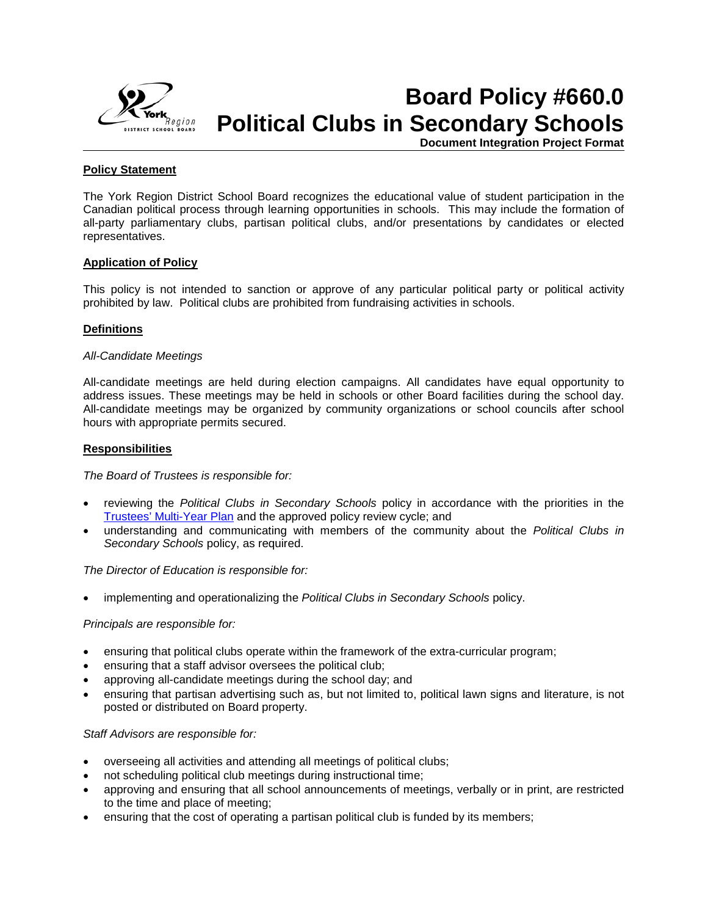# Board Policy #660.0 Political Clubs in Secondary Schools

**Document Integration Project Format**

## Policy Statement

The York Region District School Board recognizes the educational value of student participation in the Canadian political process through learning opportunities in schools. This may include the formation of all-party parliamentary clubs, partisan political clubs, and/or presentations by candidates or elected representatives.

## Application of Policy

This policy is not intended to sanction or approve of any particular political party or political activity prohibited by law. Political clubs are prohibited from fundraising activities in schools.

## Definitions

*All-Candidate Meetings*

All-candidate meetings are held during election campaigns. All candidates have equal opportunity to address issues. These meetings may be held in schools or other Board facilities during the school day. All-candidate meetings may be organized by community organizations or school councils after school hours with appropriate permits secured.

## Responsibilities

*The Board of Trustees is responsible for:*

- reviewing the *Political Clubs in Secondary Schools* policy in accordance with the priorities in the Trustees' Multi-Year Plan and the approved policy review cycle; and
- understanding and communicating with members of the community about the *Political Clubs in Secondary Schools* policy, as required.

*The Director of Education is responsible for:*

- implementing and operationalizing the *Political Clubs in Secondary Schools* policy.

*Principals are responsible for:*

- ensuring that political clubs operate within the framework of the extra-curricular program;
- ensuring that a staff advisor oversees the political club;
- approving all-candidate meetings during the school day; and
- ensuring that partisan advertising such as, but not limited to, political lawn signs and literature, is not posted or distributed on Board property.

*Staff Advisors are responsible for:*

- overseeing all activities and attending all meetings of political clubs;
- not scheduling political club meetings during instructional time;
- approving and ensuring that all school announcements of meetings, verbally or in print, are restricted to the time and place of meeting;
- ensuring that the cost of operating a partisan political club is funded by its members;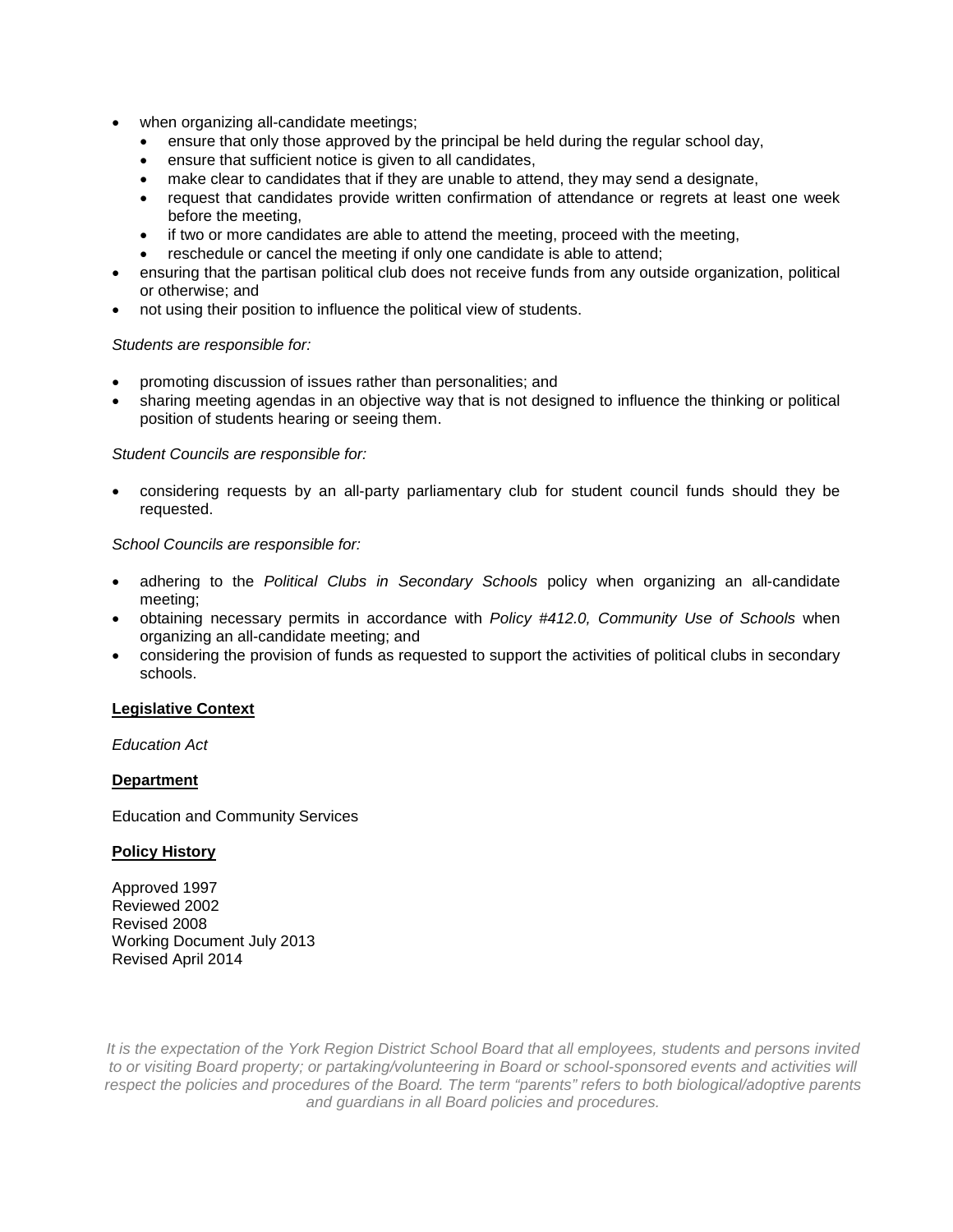- when organizing all-candidate meetings;
  - ensure that only those approved by the principal be held during the regular school day,
  - ensure that sufficient notice is given to all candidates,
  - make clear to candidates that if they are unable to attend, they may send a designate,
  - request that candidates provide written confirmation of attendance or regrets at least one week before the meeting,
  - if two or more candidates are able to attend the meeting, proceed with the meeting,
  - reschedule or cancel the meeting if only one candidate is able to attend;
- ensuring that the partisan political club does not receive funds from any outside organization, political or otherwise; and
- not using their position to influence the political view of students.

*Students are responsible for:*

- promoting discussion of issues rather than personalities; and
- sharing meeting agendas in an objective way that is not designed to influence the thinking or political position of students hearing or seeing them.

*Student Councils are responsible for:*

- considering requests by an all-party parliamentary club for student council funds should they be requested.

*School Councils are responsible for:*

- adhering to the *Political Clubs in Secondary Schools* policy when organizing an all-candidate meeting;
- obtaining necessary permits in accordance with *Policy #412.0, Community Use of Schools* when organizing an all-candidate meeting; and
- considering the provision of funds as requested to support the activities of political clubs in secondary schools.

**Legislative Context**

*Education Act*

**Department**

Education and Community Services

**Policy History**

Approved 1997
Reviewed 2002
Revised 2008
Working Document July 2013
Revised April 2014

*It is the expectation of the York Region District School Board that all employees, students and persons invited to or visiting Board property; or partaking/volunteering in Board or school-sponsored events and activities will respect the policies and procedures of the Board. The term "parents" refers to both biological/adoptive parents and guardians in all Board policies and procedures.*